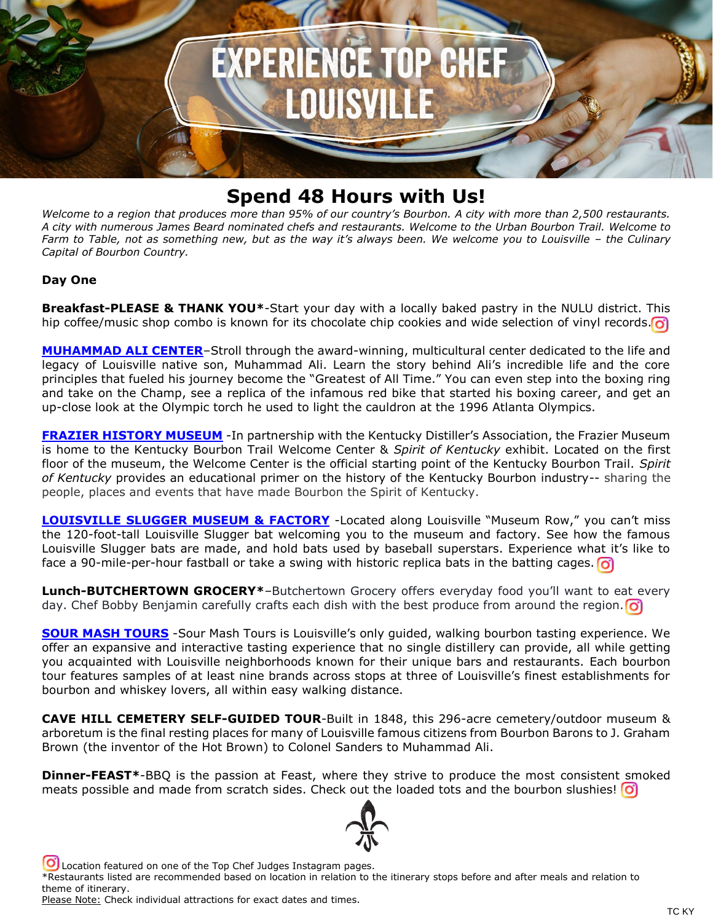# EXPERIENCE TOP CHEF LOUISVILLE

## Spend 48 Hours with Us!

*Welcome to a region that produces more than 95% of our country's Bourbon. A city with more than 2,500 restaurants. A city with numerous James Beard nominated chefs and restaurants. Welcome to the Urban Bourbon Trail. Welcome to Farm to Table, not as something new, but as the way it's always been. We welcome you to Louisville – the Culinary Capital of Bourbon Country.*

### Day One

**Breakfast-PLEASE & THANK YOU***-Start your day with a locally baked pastry in the NULU district. This hip coffee/music shop combo is known for its chocolate chip cookies and wide selection of vinyl records.

**MUHAMMAD ALI CENTER**–Stroll through the award-winning, multicultural center dedicated to the life and legacy of Louisville native son, Muhammad Ali. Learn the story behind Ali's incredible life and the core principles that fueled his journey become the "Greatest of All Time." You can even step into the boxing ring and take on the Champ, see a replica of the infamous red bike that started his boxing career, and get an up-close look at the Olympic torch he used to light the cauldron at the 1996 Atlanta Olympics.

**FRAZIER HISTORY MUSEUM** -In partnership with the Kentucky Distiller's Association, the Frazier Museum is home to the Kentucky Bourbon Trail Welcome Center & *Spirit of Kentucky* exhibit. Located on the first floor of the museum, the Welcome Center is the official starting point of the Kentucky Bourbon Trail. *Spirit of Kentucky* provides an educational primer on the history of the Kentucky Bourbon industry-- sharing the people, places and events that have made Bourbon the Spirit of Kentucky.

**LOUISVILLE SLUGGER MUSEUM & FACTORY** -Located along Louisville "Museum Row," you can't miss the 120-foot-tall Louisville Slugger bat welcoming you to the museum and factory. See how the famous Louisville Slugger bats are made, and hold bats used by baseball superstars. Experience what it's like to face a 90-mile-per-hour fastball or take a swing with historic replica bats in the batting cages.

**Lunch-BUTCHERTOWN GROCERY***–Butchertown Grocery offers everyday food you'll want to eat every day. Chef Bobby Benjamin carefully crafts each dish with the best produce from around the region.

**SOUR MASH TOURS** -Sour Mash Tours is Louisville's only guided, walking bourbon tasting experience. We offer an expansive and interactive tasting experience that no single distillery can provide, all while getting you acquainted with Louisville neighborhoods known for their unique bars and restaurants. Each bourbon tour features samples of at least nine brands across stops at three of Louisville's finest establishments for bourbon and whiskey lovers, all within easy walking distance.

**CAVE HILL CEMETERY SELF-GUIDED TOUR**-Built in 1848, this 296-acre cemetery/outdoor museum & arboretum is the final resting places for many of Louisville famous citizens from Bourbon Barons to J. Graham Brown (the inventor of the Hot Brown) to Colonel Sanders to Muhammad Ali.

**Dinner-FEAST***-BBQ is the passion at Feast, where they strive to produce the most consistent smoked meats possible and made from scratch sides. Check out the loaded tots and the bourbon slushies!

Location featured on one of the Top Chef Judges Instagram pages.
*Restaurants listed are recommended based on location in relation to the itinerary stops before and after meals and relation to theme of itinerary.
Please Note: Check individual attractions for exact dates and times.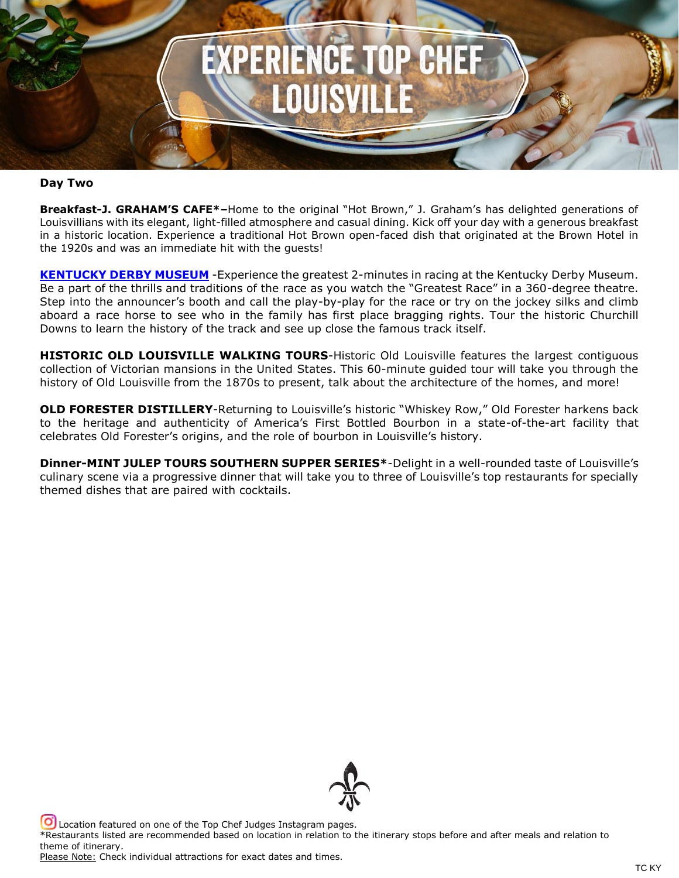# EXPERIENCE TOP CHEF LOUISVILLE

**Day Two**

**Breakfast-J. GRAHAM'S CAFE*–**Home to the original "Hot Brown," J. Graham's has delighted generations of Louisvillians with its elegant, light-filled atmosphere and casual dining. Kick off your day with a generous breakfast in a historic location. Experience a traditional Hot Brown open-faced dish that originated at the Brown Hotel in the 1920s and was an immediate hit with the guests!

**KENTUCKY DERBY MUSEUM** -Experience the greatest 2-minutes in racing at the Kentucky Derby Museum. Be a part of the thrills and traditions of the race as you watch the "Greatest Race" in a 360-degree theatre. Step into the announcer's booth and call the play-by-play for the race or try on the jockey silks and climb aboard a race horse to see who in the family has first place bragging rights. Tour the historic Churchill Downs to learn the history of the track and see up close the famous track itself.

**HISTORIC OLD LOUISVILLE WALKING TOURS**-Historic Old Louisville features the largest contiguous collection of Victorian mansions in the United States. This 60-minute guided tour will take you through the history of Old Louisville from the 1870s to present, talk about the architecture of the homes, and more!

**OLD FORESTER DISTILLERY**-Returning to Louisville's historic "Whiskey Row," Old Forester harkens back to the heritage and authenticity of America's First Bottled Bourbon in a state-of-the-art facility that celebrates Old Forester's origins, and the role of bourbon in Louisville's history.

**Dinner-MINT JULEP TOURS SOUTHERN SUPPER SERIES***-Delight in a well-rounded taste of Louisville's culinary scene via a progressive dinner that will take you to three of Louisville's top restaurants for specially themed dishes that are paired with cocktails.

Location featured on one of the Top Chef Judges Instagram pages.
*Restaurants listed are recommended based on location in relation to the itinerary stops before and after meals and relation to theme of itinerary.
Please Note: Check individual attractions for exact dates and times.